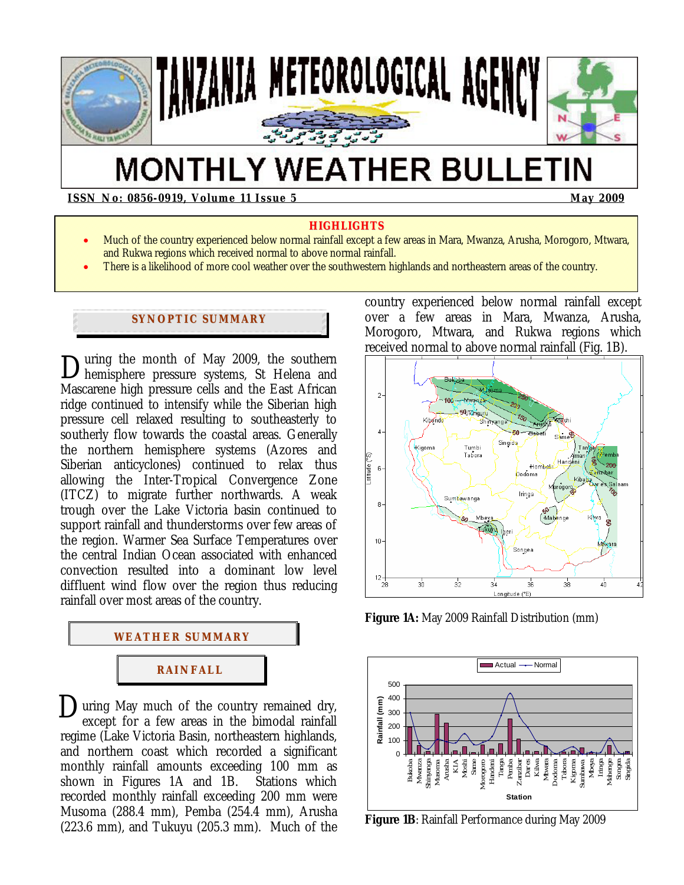# TANZANIA METEOROLOGICAL AGENCY

# MONTHLY WEATHER BULLETIN

**ISSN No: 0856-0919, Volume 11 Issue 5** **May 2009**

## HIGHLIGHTS

- Much of the country experienced below normal rainfall except a few areas in Mara, Mwanza, Arusha, Morogoro, Mtwara, and Rukwa regions which received normal to above normal rainfall.
- There is a likelihood of more cool weather over the southwestern highlands and northeastern areas of the country.

## SYNOPTIC SUMMARY

During the month of May 2009, the southern hemisphere pressure systems, St Helena and Mascarene high pressure cells and the East African ridge continued to intensify while the Siberian high pressure cell relaxed resulting to southeasterly to southerly flow towards the coastal areas. Generally the northern hemisphere systems (Azores and Siberian anticyclones) continued to relax thus allowing the Inter-Tropical Convergence Zone (ITCZ) to migrate further northwards. A weak trough over the Lake Victoria basin continued to support rainfall and thunderstorms over few areas of the region. Warmer Sea Surface Temperatures over the central Indian Ocean associated with enhanced convection resulted into a dominant low level diffluent wind flow over the region thus reducing rainfall over most areas of the country.

## WEATHER SUMMARY

### RAINFALL

During May much of the country remained dry, except for a few areas in the bimodal rainfall regime (Lake Victoria Basin, northeastern highlands, and northern coast which recorded a significant monthly rainfall amounts exceeding 100 mm as shown in Figures 1A and 1B. Stations which recorded monthly rainfall exceeding 200 mm were Musoma (288.4 mm), Pemba (254.4 mm), Arusha (223.6 mm), and Tukuyu (205.3 mm). Much of the country experienced below normal rainfall except over a few areas in Mara, Mwanza, Arusha, Morogoro, Mtwara, and Rukwa regions which received normal to above normal rainfall (Fig. 1B).

**Figure 1A:** May 2009 Rainfall Distribution (mm)

**Figure 1B**: Rainfall Performance during May 2009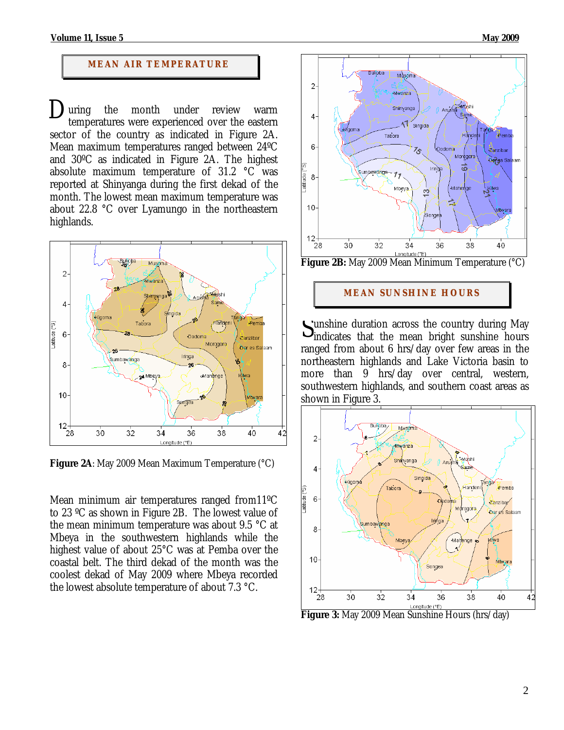## MEAN AIR TEMPERATURE

During the month under review warm temperatures were experienced over the eastern sector of the country as indicated in Figure 2A. Mean maximum temperatures ranged between 24ºC and 30ºC as indicated in Figure 2A. The highest absolute maximum temperature of 31.2 °C was reported at Shinyanga during the first dekad of the month. The lowest mean maximum temperature was about 22.8 °C over Lyamungo in the northeastern highlands.

**Figure 2A**: May 2009 Mean Maximum Temperature (°C)

Mean minimum air temperatures ranged from11ºC to 23 ºC as shown in Figure 2B. The lowest value of the mean minimum temperature was about 9.5 °C at Mbeya in the southwestern highlands while the highest value of about 25°C was at Pemba over the coastal belt. The third dekad of the month was the coolest dekad of May 2009 where Mbeya recorded the lowest absolute temperature of about 7.3 °C.

**Figure 2B:** May 2009 Mean Minimum Temperature (°C)

## MEAN SUNSHINE HOURS

Sunshine duration across the country during May indicates that the mean bright sunshine hours ranged from about 6 hrs/day over few areas in the northeastern highlands and Lake Victoria basin to more than 9 hrs/day over central, western, southwestern highlands, and southern coast areas as shown in Figure 3.

**Figure 3:** May 2009 Mean Sunshine Hours (hrs/day)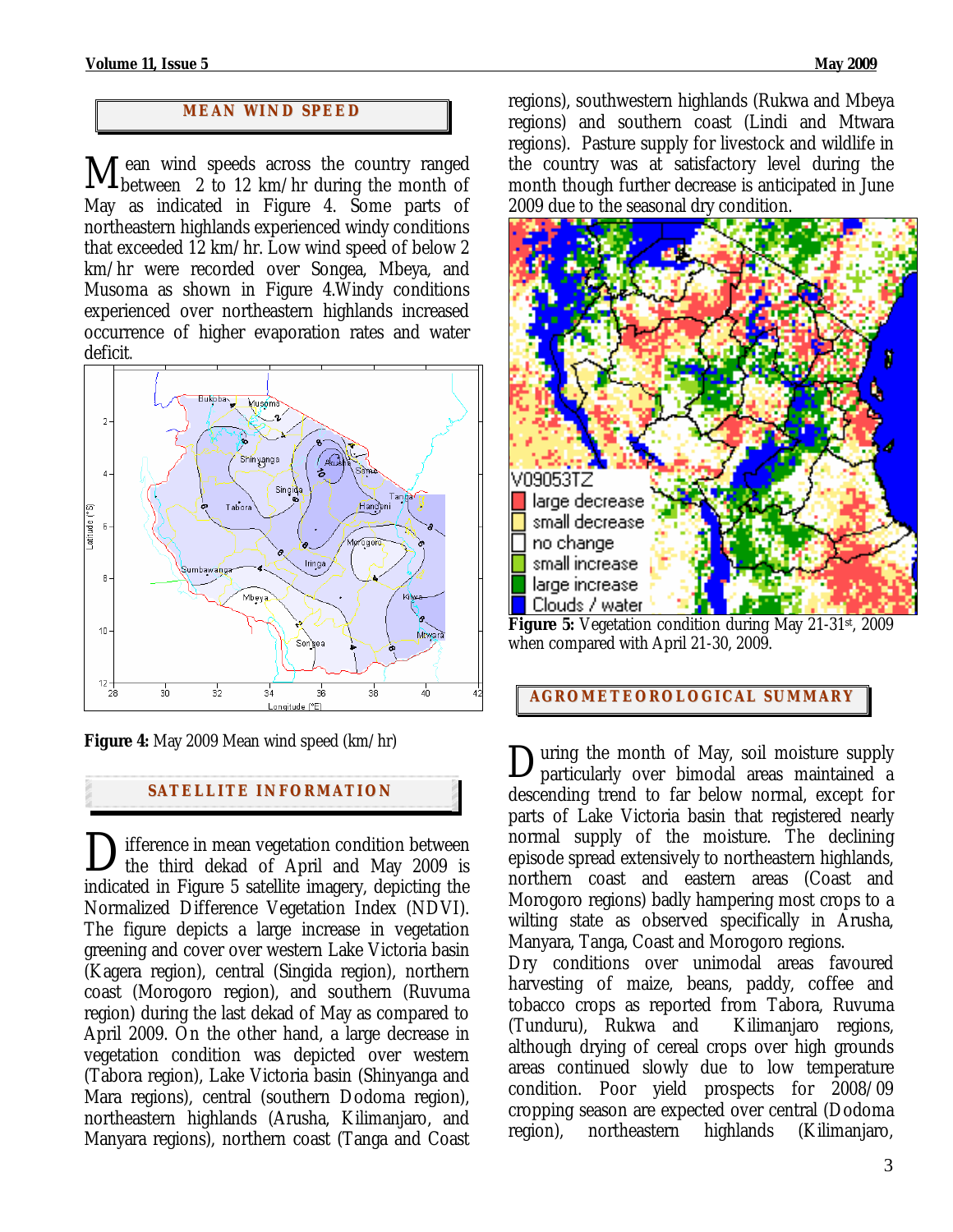## MEAN WIND SPEED

Mean wind speeds across the country ranged between 2 to 12 km/hr during the month of May as indicated in Figure 4. Some parts of northeastern highlands experienced windy conditions that exceeded 12 km/hr. Low wind speed of below 2 km/hr were recorded over Songea, Mbeya, and Musoma as shown in Figure 4.Windy conditions experienced over northeastern highlands increased occurrence of higher evaporation rates and water deficit.

**Figure 4:** May 2009 Mean wind speed (km/hr)

## SATELLITE INFORMATION

Difference in mean vegetation condition between the third dekad of April and May 2009 is indicated in Figure 5 satellite imagery, depicting the Normalized Difference Vegetation Index (NDVI). The figure depicts a large increase in vegetation greening and cover over western Lake Victoria basin (Kagera region), central (Singida region), northern coast (Morogoro region), and southern (Ruvuma region) during the last dekad of May as compared to April 2009. On the other hand, a large decrease in vegetation condition was depicted over western (Tabora region), Lake Victoria basin (Shinyanga and Mara regions), central (southern Dodoma region), northeastern highlands (Arusha, Kilimanjaro, and Manyara regions), northern coast (Tanga and Coast regions), southwestern highlands (Rukwa and Mbeya regions) and southern coast (Lindi and Mtwara regions). Pasture supply for livestock and wildlife in the country was at satisfactory level during the month though further decrease is anticipated in June 2009 due to the seasonal dry condition.

**Figure 5:** Vegetation condition during May 21-31st, 2009 when compared with April 21-30, 2009.

## AGROMETEOROLOGICAL SUMMARY

During the month of May, soil moisture supply particularly over bimodal areas maintained a descending trend to far below normal, except for parts of Lake Victoria basin that registered nearly normal supply of the moisture. The declining episode spread extensively to northeastern highlands, northern coast and eastern areas (Coast and Morogoro regions) badly hampering most crops to a wilting state as observed specifically in Arusha, Manyara, Tanga, Coast and Morogoro regions.

Dry conditions over unimodal areas favoured harvesting of maize, beans, paddy, coffee and tobacco crops as reported from Tabora, Ruvuma (Tunduru), Rukwa and Kilimanjaro regions, although drying of cereal crops over high grounds areas continued slowly due to low temperature condition. Poor yield prospects for 2008/09 cropping season are expected over central (Dodoma region), northeastern highlands (Kilimanjaro,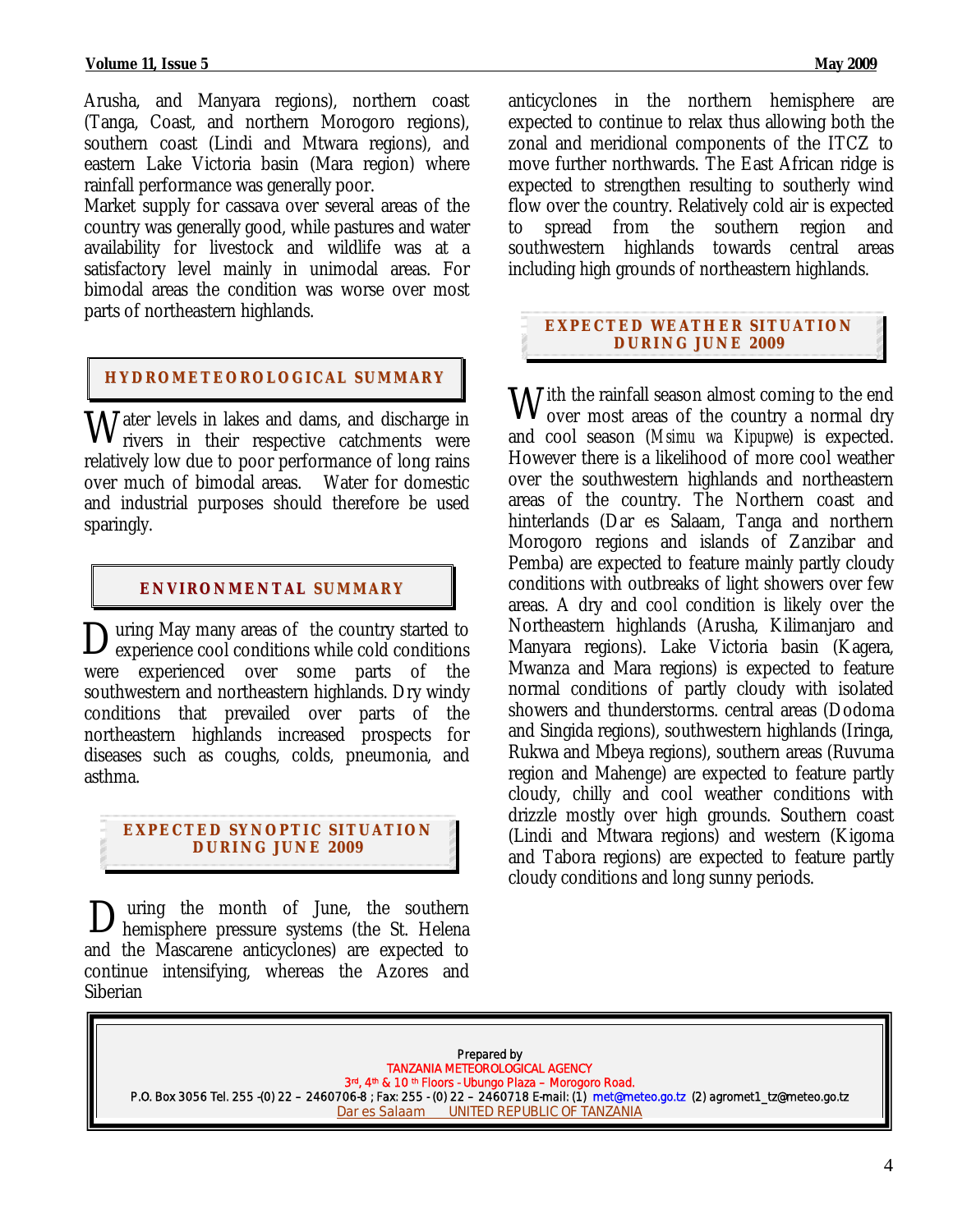Arusha, and Manyara regions), northern coast (Tanga, Coast, and northern Morogoro regions), southern coast (Lindi and Mtwara regions), and eastern Lake Victoria basin (Mara region) where rainfall performance was generally poor.

Market supply for cassava over several areas of the country was generally good, while pastures and water availability for livestock and wildlife was at a satisfactory level mainly in unimodal areas. For bimodal areas the condition was worse over most parts of northeastern highlands.

## HYDROMETEOROLOGICAL SUMMARY

Water levels in lakes and dams, and discharge in rivers in their respective catchments were relatively low due to poor performance of long rains over much of bimodal areas. Water for domestic and industrial purposes should therefore be used sparingly.

## ENVIRONMENTAL SUMMARY

During May many areas of the country started to experience cool conditions while cold conditions were experienced over some parts of the southwestern and northeastern highlands. Dry windy conditions that prevailed over parts of the northeastern highlands increased prospects for diseases such as coughs, colds, pneumonia, and asthma.

## EXPECTED SYNOPTIC SITUATION DURING JUNE 2009

During the month of June, the southern hemisphere pressure systems (the St. Helena and the Mascarene anticyclones) are expected to continue intensifying, whereas the Azores and Siberian anticyclones in the northern hemisphere are expected to continue to relax thus allowing both the zonal and meridional components of the ITCZ to move further northwards. The East African ridge is expected to strengthen resulting to southerly wind flow over the country. Relatively cold air is expected to spread from the southern region and southwestern highlands towards central areas including high grounds of northeastern highlands.

## EXPECTED WEATHER SITUATION DURING JUNE 2009

With the rainfall season almost coming to the end over most areas of the country a normal dry and cool season (*Msimu wa Kipupwe*) is expected. However there is a likelihood of more cool weather over the southwestern highlands and northeastern areas of the country. The Northern coast and hinterlands (Dar es Salaam, Tanga and northern Morogoro regions and islands of Zanzibar and Pemba) are expected to feature mainly partly cloudy conditions with outbreaks of light showers over few areas. A dry and cool condition is likely over the Northeastern highlands (Arusha, Kilimanjaro and Manyara regions). Lake Victoria basin (Kagera, Mwanza and Mara regions) is expected to feature normal conditions of partly cloudy with isolated showers and thunderstorms. central areas (Dodoma and Singida regions), southwestern highlands (Iringa, Rukwa and Mbeya regions), southern areas (Ruvuma region and Mahenge) are expected to feature partly cloudy, chilly and cool weather conditions with drizzle mostly over high grounds. Southern coast (Lindi and Mtwara regions) and western (Kigoma and Tabora regions) are expected to feature partly cloudy conditions and long sunny periods.

Prepared by
TANZANIA METEOROLOGICAL AGENCY
3rd, 4th & 10th Floors - Ubungo Plaza – Morogoro Road.
P.O. Box 3056 Tel. 255 -(0) 22 – 2460706-8 ; Fax: 255 - (0) 22 – 2460718 E-mail: (1) met@meteo.go.tz (2) agromet1_tz@meteo.go.tz
Dar es Salaam UNITED REPUBLIC OF TANZANIA